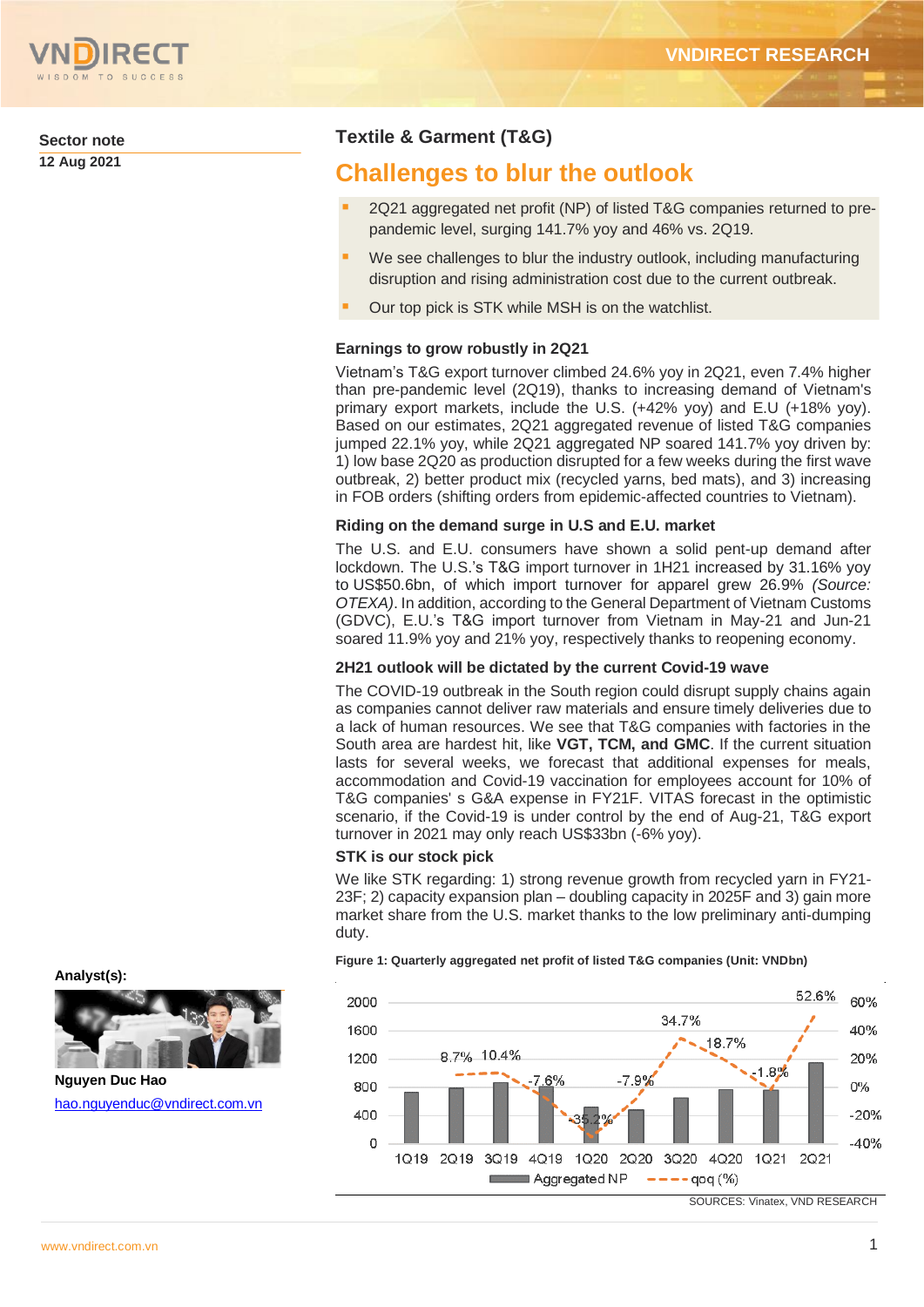Sector note

12 Aug 2021

# Textile & Garment (T&G)

## Challenges to blur the outlook

- 2Q21 aggregated net profit (NP) of listed T&G companies returned to pre-pandemic level, surging 141.7% yoy and 46% vs. 2Q19.
- We see challenges to blur the industry outlook, including manufacturing disruption and rising administration cost due to the current outbreak.
- Our top pick is STK while MSH is on the watchlist.

### Earnings to grow robustly in 2Q21

Vietnam's T&G export turnover climbed 24.6% yoy in 2Q21, even 7.4% higher than pre-pandemic level (2Q19), thanks to increasing demand of Vietnam's primary export markets, include the U.S. (+42% yoy) and E.U (+18% yoy). Based on our estimates, 2Q21 aggregated revenue of listed T&G companies jumped 22.1% yoy, while 2Q21 aggregated NP soared 141.7% yoy driven by: 1) low base 2Q20 as production disrupted for a few weeks during the first wave outbreak, 2) better product mix (recycled yarns, bed mats), and 3) increasing in FOB orders (shifting orders from epidemic-affected countries to Vietnam).

### Riding on the demand surge in U.S and E.U. market

The U.S. and E.U. consumers have shown a solid pent-up demand after lockdown. The U.S.'s T&G import turnover in 1H21 increased by 31.16% yoy to US$50.6bn, of which import turnover for apparel grew 26.9% *(Source: OTEXA)*. In addition, according to the General Department of Vietnam Customs (GDVC), E.U.'s T&G import turnover from Vietnam in May-21 and Jun-21 soared 11.9% yoy and 21% yoy, respectively thanks to reopening economy.

### 2H21 outlook will be dictated by the current Covid-19 wave

The COVID-19 outbreak in the South region could disrupt supply chains again as companies cannot deliver raw materials and ensure timely deliveries due to a lack of human resources. We see that T&G companies with factories in the South area are hardest hit, like **VGT, TCM, and GMC**. If the current situation lasts for several weeks, we forecast that additional expenses for meals, accommodation and Covid-19 vaccination for employees account for 10% of T&G companies' s G&A expense in FY21F. VITAS forecast in the optimistic scenario, if the Covid-19 is under control by the end of Aug-21, T&G export turnover in 2021 may only reach US$33bn (-6% yoy).

### STK is our stock pick

We like STK regarding: 1) strong revenue growth from recycled yarn in FY21-23F; 2) capacity expansion plan – doubling capacity in 2025F and 3) gain more market share from the U.S. market thanks to the low preliminary anti-dumping duty.

**Figure 1: Quarterly aggregated net profit of listed T&G companies (Unit: VNDbn)**

| Quarter | 1Q19 | 2Q19 | 3Q19 | 4Q19 | 1Q20 | 2Q20 | 3Q20 | 4Q20 | 1Q21 | 2Q21 |
|---|---|---|---|---|---|---|---|---|---|---|
| qoq (%) | | 8.7% | 10.4% | -7.6% | -35.2% | -7.9% | 34.7% | 18.7% | -1.8% | 52.6% |

SOURCES: Vinatex, VND RESEARCH

**Analyst(s):**

Nguyen Duc Hao

hao.nguyenduc@vndirect.com.vn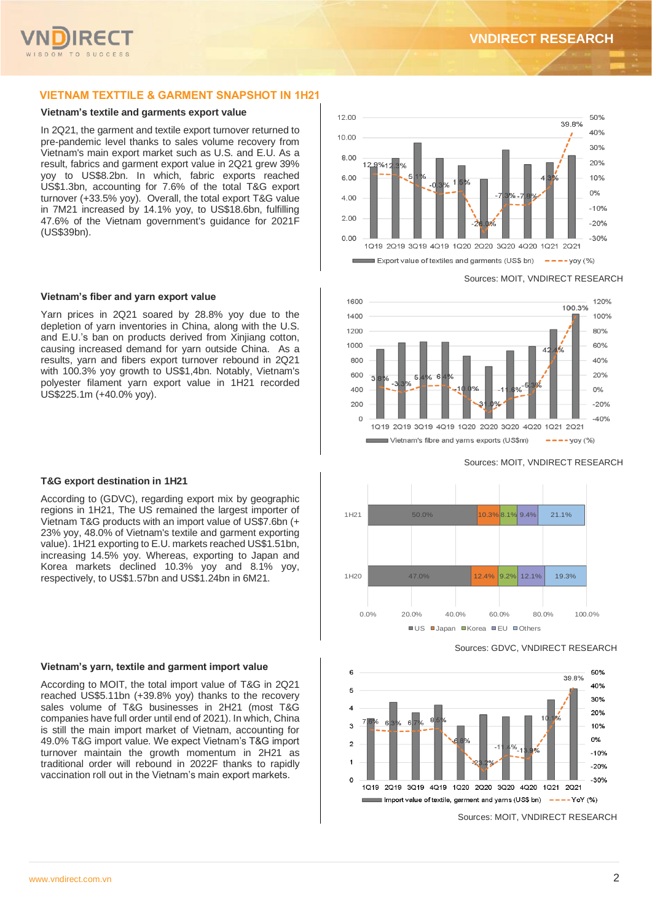## VIETNAM TEXTTILE & GARMENT SNAPSHOT IN 1H21

### Vietnam's textile and garments export value

In 2Q21, the garment and textile export turnover returned to pre-pandemic level thanks to sales volume recovery from Vietnam's main export market such as U.S. and E.U. As a result, fabrics and garment export value in 2Q21 grew 39% yoy to US$8.2bn. In which, fabric exports reached US$1.3bn, accounting for 7.6% of the total T&G export turnover (+33.5% yoy). Overall, the total export T&G value in 7M21 increased by 14.1% yoy, to US$18.6bn, fulfilling 47.6% of the Vietnam government's guidance for 2021F (US$39bn).

Sources: MOIT, VNDIRECT RESEARCH

### Vietnam's fiber and yarn export value

Yarn prices in 2Q21 soared by 28.8% yoy due to the depletion of yarn inventories in China, along with the U.S. and E.U.'s ban on products derived from Xinjiang cotton, causing increased demand for yarn outside China. As a results, yarn and fibers export turnover rebound in 2Q21 with 100.3% yoy growth to US$1,4bn. Notably, Vietnam's polyester filament yarn export value in 1H21 recorded US$225.1m (+40.0% yoy).

Sources: MOIT, VNDIRECT RESEARCH

### T&G export destination in 1H21

According to (GDVC), regarding export mix by geographic regions in 1H21, The US remained the largest importer of Vietnam T&G products with an import value of US$7.6bn (+ 23% yoy, 48.0% of Vietnam's textile and garment exporting value). 1H21 exporting to E.U. markets reached US$1.51bn, increasing 14.5% yoy. Whereas, exporting to Japan and Korea markets declined 10.3% yoy and 8.1% yoy, respectively, to US$1.57bn and US$1.24bn in 6M21.

Sources: GDVC, VNDIRECT RESEARCH

### Vietnam's yarn, textile and garment import value

According to MOIT, the total import value of T&G in 2Q21 reached US$5.11bn (+39.8% yoy) thanks to the recovery sales volume of T&G businesses in 2H21 (most T&G companies have full order until end of 2021). In which, China is still the main import market of Vietnam, accounting for 49.0% T&G import value. We expect Vietnam's T&G import turnover maintain the growth momentum in 2H21 as traditional order will rebound in 2022F thanks to rapidly vaccination roll out in the Vietnam's main export markets.

Sources: MOIT, VNDIRECT RESEARCH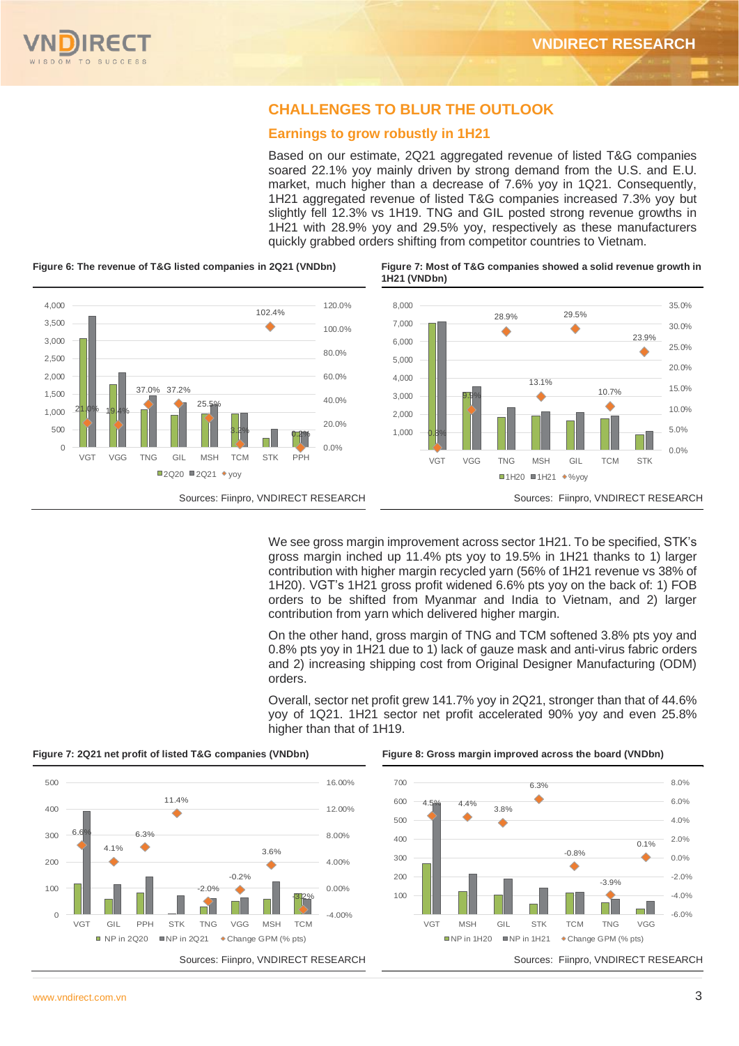## CHALLENGES TO BLUR THE OUTLOOK

### Earnings to grow robustly in 1H21

Based on our estimate, 2Q21 aggregated revenue of listed T&G companies soared 22.1% yoy mainly driven by strong demand from the U.S. and E.U. market, much higher than a decrease of 7.6% yoy in 1Q21. Consequently, 1H21 aggregated revenue of listed T&G companies increased 7.3% yoy but slightly fell 12.3% vs 1H19. TNG and GIL posted strong revenue growths in 1H21 with 28.9% yoy and 29.5% yoy, respectively as these manufacturers quickly grabbed orders shifting from competitor countries to Vietnam.

**Figure 6: The revenue of T&G listed companies in 2Q21 (VNDbn)**

| | VGT | VGG | TNG | GIL | MSH | TCM | STK | PPH |
|---|---|---|---|---|---|---|---|---|
| yoy | 21.0% | 19.4% | 37.0% | 37.2% | 25.5% | 3.2% | 102.4% | 0.2% |

Sources: Fiinpro, VNDIRECT RESEARCH

**Figure 7: Most of T&G companies showed a solid revenue growth in 1H21 (VNDbn)**

| | VGT | VGG | TNG | MSH | GIL | TCM | STK |
|---|---|---|---|---|---|---|---|
| %yoy | 0.8% | 9.9% | 28.9% | 13.1% | 29.5% | 10.7% | 23.9% |

Sources: Fiinpro, VNDIRECT RESEARCH

We see gross margin improvement across sector 1H21. To be specified, STK's gross margin inched up 11.4% pts yoy to 19.5% in 1H21 thanks to 1) larger contribution with higher margin recycled yarn (56% of 1H21 revenue vs 38% of 1H20). VGT's 1H21 gross profit widened 6.6% pts yoy on the back of: 1) FOB orders to be shifted from Myanmar and India to Vietnam, and 2) larger contribution from yarn which delivered higher margin.

On the other hand, gross margin of TNG and TCM softened 3.8% pts yoy and 0.8% pts yoy in 1H21 due to 1) lack of gauze mask and anti-virus fabric orders and 2) increasing shipping cost from Original Designer Manufacturing (ODM) orders.

Overall, sector net profit grew 141.7% yoy in 2Q21, stronger than that of 44.6% yoy of 1Q21. 1H21 sector net profit accelerated 90% yoy and even 25.8% higher than that of 1H19.

**Figure 7: 2Q21 net profit of listed T&G companies (VNDbn)**

| | VGT | GIL | PPH | STK | TNG | VGG | MSH | TCM |
|---|---|---|---|---|---|---|---|---|
| Change GPM (% pts) | 6.6% | 4.1% | 6.3% | 11.4% | -2.0% | -0.2% | 3.6% | -3.2% |

Sources: Fiinpro, VNDIRECT RESEARCH

**Figure 8: Gross margin improved across the board (VNDbn)**

| | VGT | MSH | GIL | STK | TCM | TNG | VGG |
|---|---|---|---|---|---|---|---|
| Change GPM (% pts) | 4.5% | 4.4% | 3.8% | 6.3% | -0.8% | -3.9% | 0.1% |

Sources: Fiinpro, VNDIRECT RESEARCH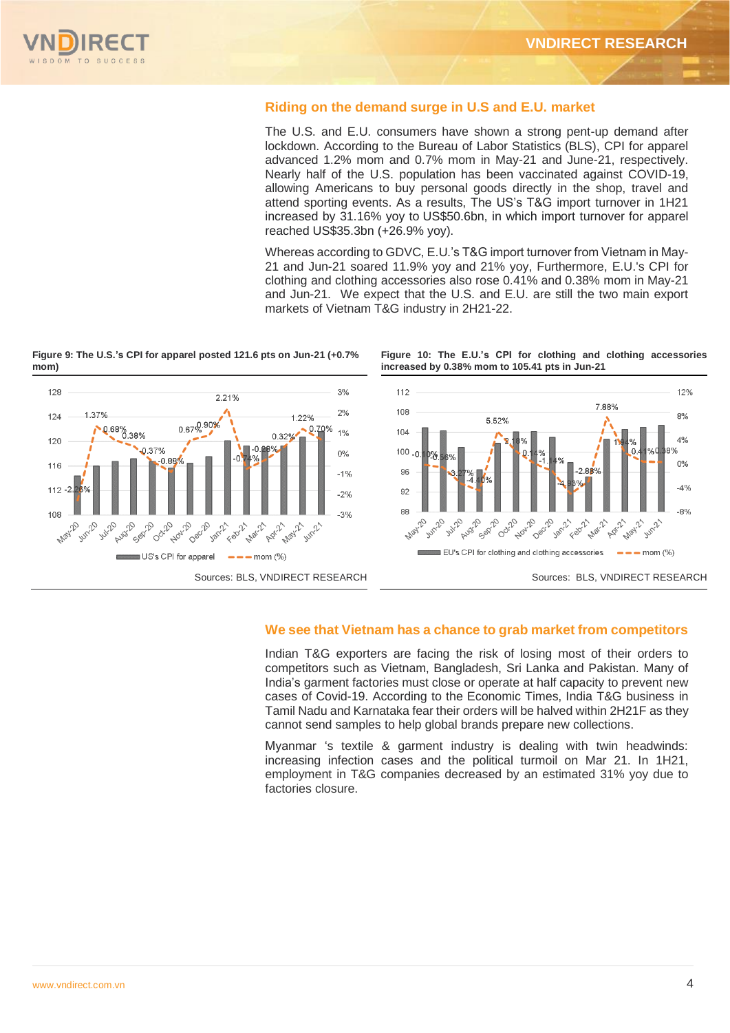## Riding on the demand surge in U.S and E.U. market

The U.S. and E.U. consumers have shown a strong pent-up demand after lockdown. According to the Bureau of Labor Statistics (BLS), CPI for apparel advanced 1.2% mom and 0.7% mom in May-21 and June-21, respectively. Nearly half of the U.S. population has been vaccinated against COVID-19, allowing Americans to buy personal goods directly in the shop, travel and attend sporting events. As a results, The US's T&G import turnover in 1H21 increased by 31.16% yoy to US$50.6bn, in which import turnover for apparel reached US$35.3bn (+26.9% yoy).

Whereas according to GDVC, E.U.'s T&G import turnover from Vietnam in May-21 and Jun-21 soared 11.9% yoy and 21% yoy, Furthermore, E.U.'s CPI for clothing and clothing accessories also rose 0.41% and 0.38% mom in May-21 and Jun-21. We expect that the U.S. and E.U. are still the two main export markets of Vietnam T&G industry in 2H21-22.

**Figure 9: The U.S.'s CPI for apparel posted 121.6 pts on Jun-21 (+0.7% mom)**

| | US's CPI for apparel | mom (%) |
|---|---|---|
| May-20 | | -2.26% |
| Jun-20 | | 1.37% |
| Jul-20 | | 0.68% |
| Aug-20 | | 0.38% |
| Sep-20 | | -0.37% |
| Oct-20 | | -0.88% |
| Nov-20 | | 0.67% |
| Dec-20 | | 0.90% |
| Jan-21 | | 2.21% |
| Feb-21 | | -0.74% |
| Mar-21 | | -0.26% |
| Apr-21 | | 0.32% |
| May-21 | | 1.22% |
| Jun-21 | 121.6 | 0.70% |

Sources: BLS, VNDIRECT RESEARCH

**Figure 10: The E.U.'s CPI for clothing and clothing accessories increased by 0.38% mom to 105.41 pts in Jun-21**

| | EU's CPI for clothing and clothing accessories | mom (%) |
|---|---|---|
| May-20 | | -0.10% |
| Jun-20 | | -0.56% |
| Jul-20 | | -3.27% |
| Aug-20 | | -4.60% |
| Sep-20 | | 5.52% |
| Oct-20 | | 2.18% |
| Nov-20 | | 0.14% |
| Dec-20 | | -1.14% |
| Jan-21 | | -4.93% |
| Feb-21 | | -2.88% |
| Mar-21 | | 7.88% |
| Apr-21 | | 1.94% |
| May-21 | | 0.41% |
| Jun-21 | 105.41 | 0.38% |

Sources: BLS, VNDIRECT RESEARCH

## We see that Vietnam has a chance to grab market from competitors

Indian T&G exporters are facing the risk of losing most of their orders to competitors such as Vietnam, Bangladesh, Sri Lanka and Pakistan. Many of India's garment factories must close or operate at half capacity to prevent new cases of Covid-19. According to the Economic Times, India T&G business in Tamil Nadu and Karnataka fear their orders will be halved within 2H21F as they cannot send samples to help global brands prepare new collections.

Myanmar 's textile & garment industry is dealing with twin headwinds: increasing infection cases and the political turmoil on Mar 21. In 1H21, employment in T&G companies decreased by an estimated 31% yoy due to factories closure.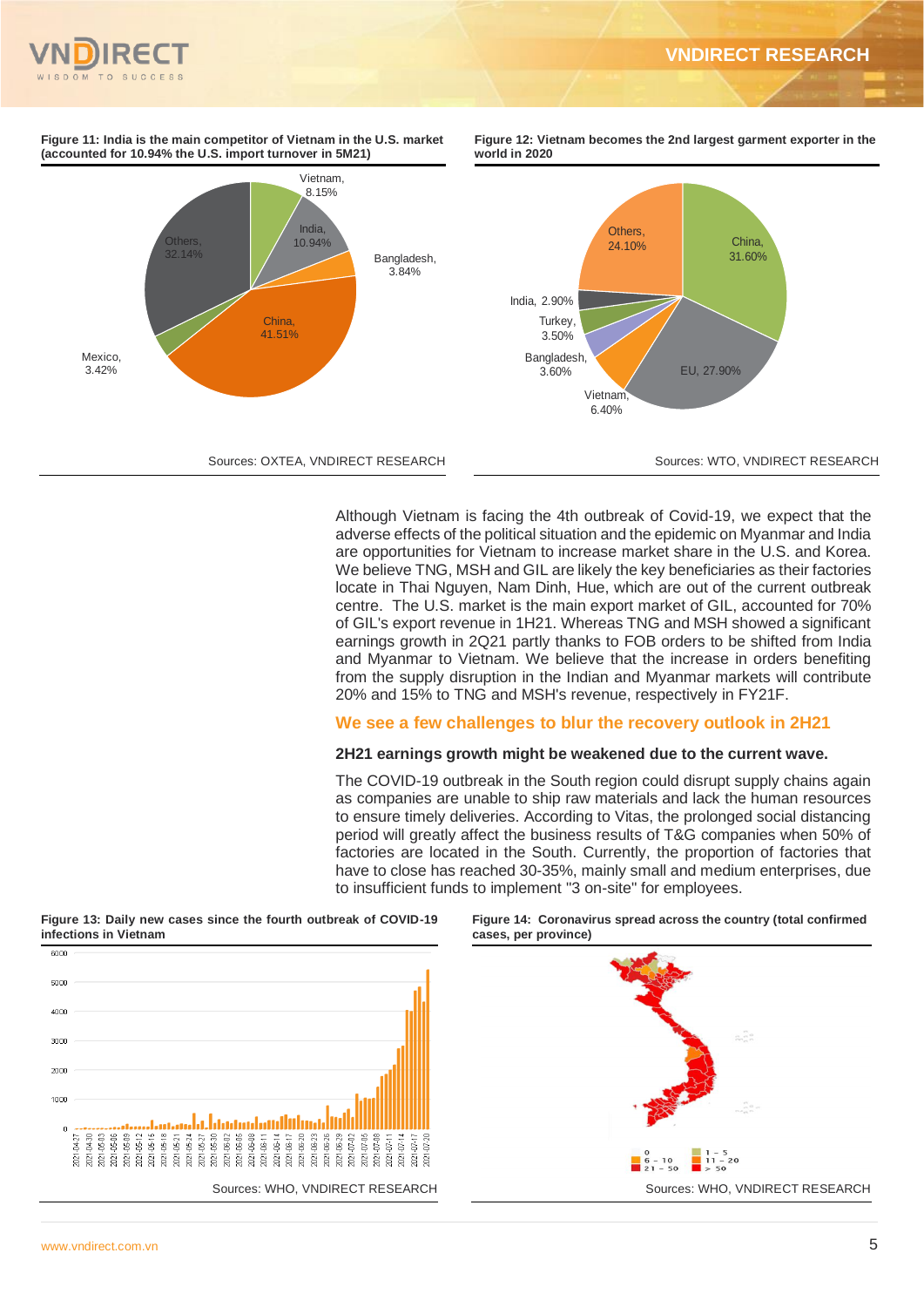**Figure 11: India is the main competitor of Vietnam in the U.S. market (accounted for 10.94% the U.S. import turnover in 5M21)**

Vietnam, 8.15%
India, 10.94%
Bangladesh, 3.84%
China, 41.51%
Mexico, 3.42%
Others, 32.14%

Sources: OXTEA, VNDIRECT RESEARCH

**Figure 12: Vietnam becomes the 2nd largest garment exporter in the world in 2020**

China, 31.60%
EU, 27.90%
Vietnam, 6.40%
Bangladesh, 3.60%
Turkey, 3.50%
India, 2.90%
Others, 24.10%

Sources: WTO, VNDIRECT RESEARCH

Although Vietnam is facing the 4th outbreak of Covid-19, we expect that the adverse effects of the political situation and the epidemic on Myanmar and India are opportunities for Vietnam to increase market share in the U.S. and Korea. We believe TNG, MSH and GIL are likely the key beneficiaries as their factories locate in Thai Nguyen, Nam Dinh, Hue, which are out of the current outbreak centre. The U.S. market is the main export market of GIL, accounted for 70% of GIL's export revenue in 1H21. Whereas TNG and MSH showed a significant earnings growth in 2Q21 partly thanks to FOB orders to be shifted from India and Myanmar to Vietnam. We believe that the increase in orders benefiting from the supply disruption in the Indian and Myanmar markets will contribute 20% and 15% to TNG and MSH's revenue, respectively in FY21F.

## We see a few challenges to blur the recovery outlook in 2H21

### 2H21 earnings growth might be weakened due to the current wave.

The COVID-19 outbreak in the South region could disrupt supply chains again as companies are unable to ship raw materials and lack the human resources to ensure timely deliveries. According to Vitas, the prolonged social distancing period will greatly affect the business results of T&G companies when 50% of factories are located in the South. Currently, the proportion of factories that have to close has reached 30-35%, mainly small and medium enterprises, due to insufficient funds to implement "3 on-site" for employees.

**Figure 13: Daily new cases since the fourth outbreak of COVID-19 infections in Vietnam**

Sources: WHO, VNDIRECT RESEARCH

**Figure 14: Coronavirus spread across the country (total confirmed cases, per province)**

0 | 1 – 5 | 6 – 10 | 11 – 20 | 21 – 50 | > 50

Sources: WHO, VNDIRECT RESEARCH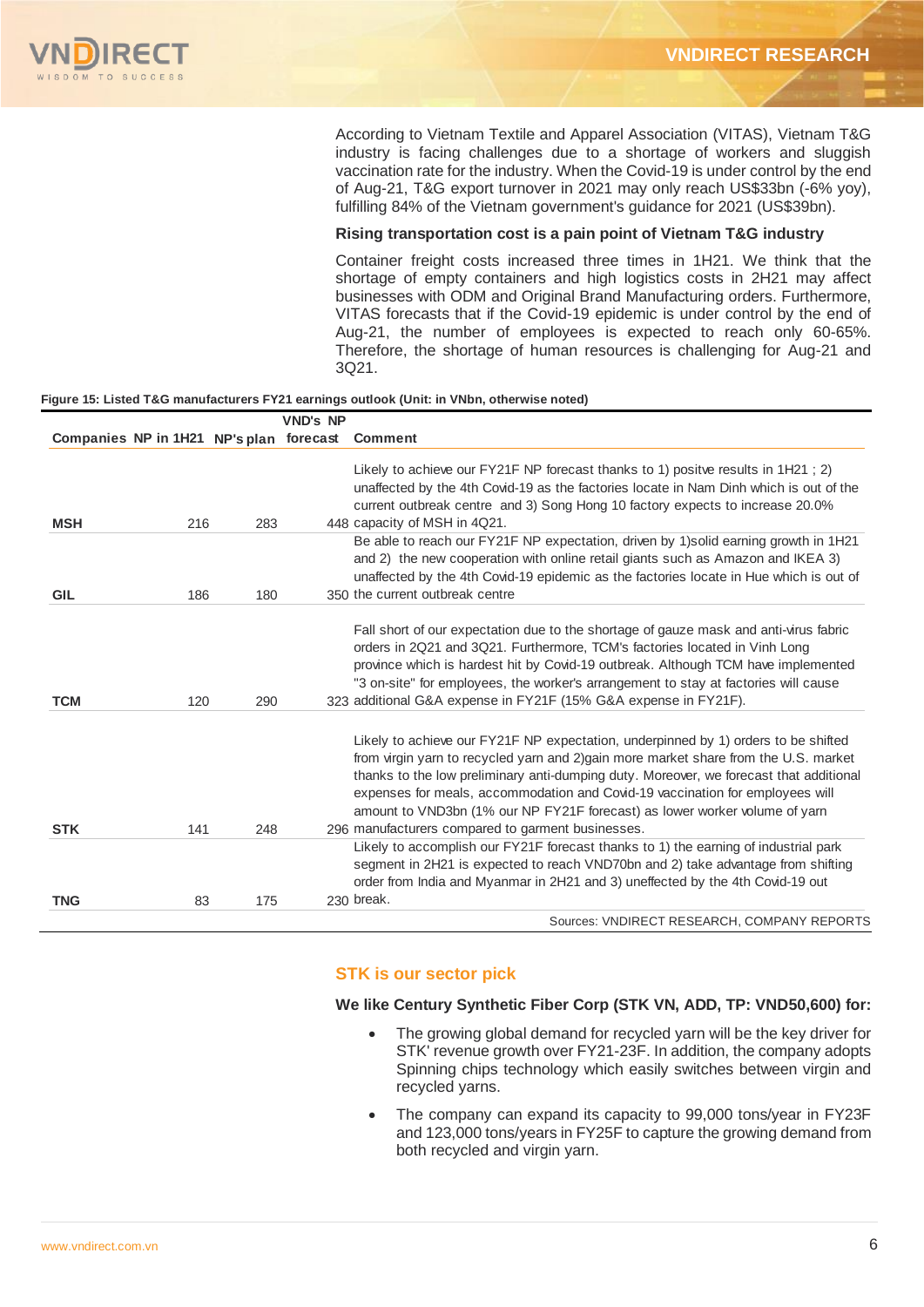According to Vietnam Textile and Apparel Association (VITAS), Vietnam T&G industry is facing challenges due to a shortage of workers and sluggish vaccination rate for the industry. When the Covid-19 is under control by the end of Aug-21, T&G export turnover in 2021 may only reach US$33bn (-6% yoy), fulfilling 84% of the Vietnam government's guidance for 2021 (US$39bn).

**Rising transportation cost is a pain point of Vietnam T&G industry**

Container freight costs increased three times in 1H21. We think that the shortage of empty containers and high logistics costs in 2H21 may affect businesses with ODM and Original Brand Manufacturing orders. Furthermore, VITAS forecasts that if the Covid-19 epidemic is under control by the end of Aug-21, the number of employees is expected to reach only 60-65%. Therefore, the shortage of human resources is challenging for Aug-21 and 3Q21.

**Figure 15: Listed T&G manufacturers FY21 earnings outlook (Unit: in VNbn, otherwise noted)**

| Companies | NP in 1H21 | NP's plan | VND's NP forecast | Comment |
|---|---|---|---|---|
| **MSH** | 216 | 283 | 448 | Likely to achieve our FY21F NP forecast thanks to 1) positve results in 1H21 ; 2) unaffected by the 4th Covid-19 as the factories locate in Nam Dinh which is out of the current outbreak centre and 3) Song Hong 10 factory expects to increase 20.0% capacity of MSH in 4Q21. |
| **GIL** | 186 | 180 | 350 | Be able to reach our FY21F NP expectation, driven by 1)solid earning growth in 1H21 and 2) the new cooperation with online retail giants such as Amazon and IKEA 3) unaffected by the 4th Covid-19 epidemic as the factories locate in Hue which is out of the current outbreak centre |
| **TCM** | 120 | 290 | 323 | Fall short of our expectation due to the shortage of gauze mask and anti-virus fabric orders in 2Q21 and 3Q21. Furthermore, TCM's factories located in Vinh Long province which is hardest hit by Covid-19 outbreak. Although TCM have implemented "3 on-site" for employees, the worker's arrangement to stay at factories will cause additional G&A expense in FY21F (15% G&A expense in FY21F). |
| **STK** | 141 | 248 | 296 | Likely to achieve our FY21F NP expectation, underpinned by 1) orders to be shifted from virgin yarn to recycled yarn and 2)gain more market share from the U.S. market thanks to the low preliminary anti-dumping duty. Moreover, we forecast that additional expenses for meals, accommodation and Covid-19 vaccination for employees will amount to VND3bn (1% our NP FY21F forecast) as lower worker volume of yarn manufacturers compared to garment businesses. |
| **TNG** | 83 | 175 | 230 | Likely to accomplish our FY21F forecast thanks to 1) the earning of industrial park segment in 2H21 is expected to reach VND70bn and 2) take advantage from shifting order from India and Myanmar in 2H21 and 3) uneffected by the 4th Covid-19 out break. |

Sources: VNDIRECT RESEARCH, COMPANY REPORTS

## STK is our sector pick

**We like Century Synthetic Fiber Corp (STK VN, ADD, TP: VND50,600) for:**

- The growing global demand for recycled yarn will be the key driver for STK' revenue growth over FY21-23F. In addition, the company adopts Spinning chips technology which easily switches between virgin and recycled yarns.
- The company can expand its capacity to 99,000 tons/year in FY23F and 123,000 tons/years in FY25F to capture the growing demand from both recycled and virgin yarn.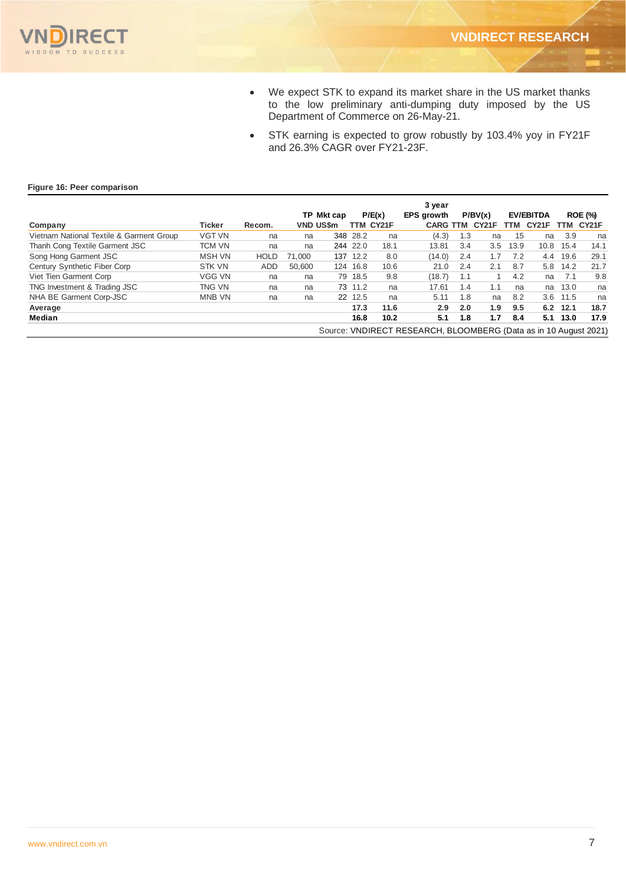- We expect STK to expand its market share in the US market thanks to the low preliminary anti-dumping duty imposed by the US Department of Commerce on 26-May-21.
- STK earning is expected to grow robustly by 103.4% yoy in FY21F and 26.3% CAGR over FY21-23F.

**Figure 16: Peer comparison**

| Company | Ticker | Recom. | TP VND | Mkt cap US$m | P/E(x) TTM | P/E(x) CY21F | 3 year EPS growth CARG | P/BV(x) TTM | P/BV(x) CY21F | EV/EBITDA TTM | EV/EBITDA CY21F | ROE (%) TTM | ROE (%) CY21F |
|---|---|---|---|---|---|---|---|---|---|---|---|---|---|
| Vietnam National Textile & Garment Group | VGT VN | na | na | 348 | 28.2 | na | (4.3) | 1.3 | na | 15 | na | 3.9 | na |
| Thanh Cong Textile Garment JSC | TCM VN | na | na | 244 | 22.0 | 18.1 | 13.81 | 3.4 | 3.5 | 13.9 | 10.8 | 15.4 | 14.1 |
| Song Hong Garment JSC | MSH VN | HOLD | 71,000 | 137 | 12.2 | 8.0 | (14.0) | 2.4 | 1.7 | 7.2 | 4.4 | 19.6 | 29.1 |
| Century Synthetic Fiber Corp | STK VN | ADD | 50,600 | 124 | 16.8 | 10.6 | 21.0 | 2.4 | 2.1 | 8.7 | 5.8 | 14.2 | 21.7 |
| Viet Tien Garment Corp | VGG VN | na | na | 79 | 18.5 | 9.8 | (18.7) | 1.1 | 1 | 4.2 | na | 7.1 | 9.8 |
| TNG Investment & Trading JSC | TNG VN | na | na | 73 | 11.2 | na | 17.61 | 1.4 | 1.1 | na | na | 13.0 | na |
| NHA BE Garment Corp-JSC | MNB VN | na | na | 22 | 12.5 | na | 5.11 | 1.8 | na | 8.2 | 3.6 | 11.5 | na |
| **Average** | | | | | **17.3** | **11.6** | **2.9** | **2.0** | **1.9** | **9.5** | **6.2** | **12.1** | **18.7** |
| **Median** | | | | | **16.8** | **10.2** | **5.1** | **1.8** | **1.7** | **8.4** | **5.1** | **13.0** | **17.9** |

Source: VNDIRECT RESEARCH, BLOOMBERG (Data as in 10 August 2021)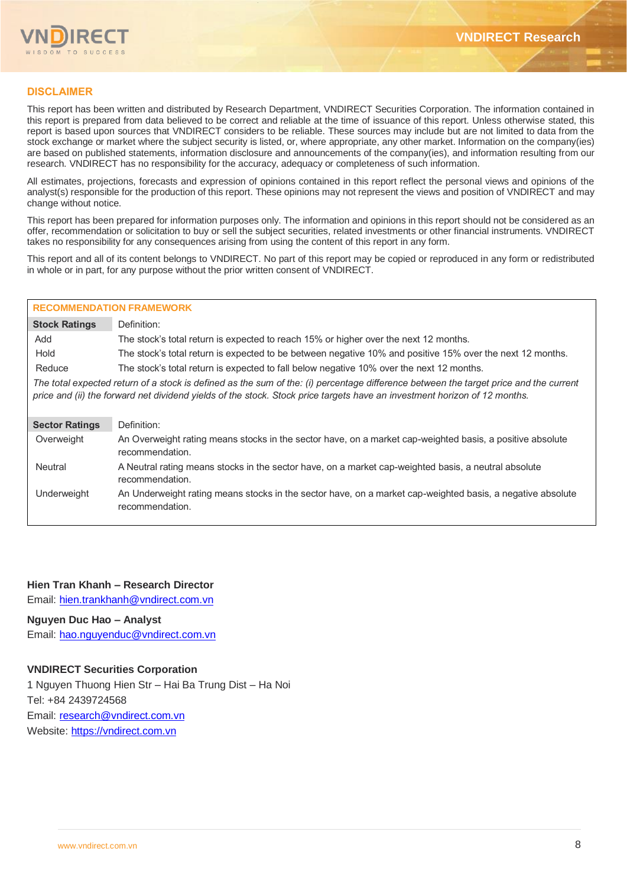## DISCLAIMER

This report has been written and distributed by Research Department, VNDIRECT Securities Corporation. The information contained in this report is prepared from data believed to be correct and reliable at the time of issuance of this report. Unless otherwise stated, this report is based upon sources that VNDIRECT considers to be reliable. These sources may include but are not limited to data from the stock exchange or market where the subject security is listed, or, where appropriate, any other market. Information on the company(ies) are based on published statements, information disclosure and announcements of the company(ies), and information resulting from our research. VNDIRECT has no responsibility for the accuracy, adequacy or completeness of such information.

All estimates, projections, forecasts and expression of opinions contained in this report reflect the personal views and opinions of the analyst(s) responsible for the production of this report. These opinions may not represent the views and position of VNDIRECT and may change without notice.

This report has been prepared for information purposes only. The information and opinions in this report should not be considered as an offer, recommendation or solicitation to buy or sell the subject securities, related investments or other financial instruments. VNDIRECT takes no responsibility for any consequences arising from using the content of this report in any form.

This report and all of its content belongs to VNDIRECT. No part of this report may be copied or reproduced in any form or redistributed in whole or in part, for any purpose without the prior written consent of VNDIRECT.

### RECOMMENDATION FRAMEWORK

| Stock Ratings | Definition: |
|---|---|
| Add | The stock's total return is expected to reach 15% or higher over the next 12 months. |
| Hold | The stock's total return is expected to be between negative 10% and positive 15% over the next 12 months. |
| Reduce | The stock's total return is expected to fall below negative 10% over the next 12 months. |

*The total expected return of a stock is defined as the sum of the: (i) percentage difference between the target price and the current price and (ii) the forward net dividend yields of the stock. Stock price targets have an investment horizon of 12 months.*

| Sector Ratings | Definition: |
|---|---|
| Overweight | An Overweight rating means stocks in the sector have, on a market cap-weighted basis, a positive absolute recommendation. |
| Neutral | A Neutral rating means stocks in the sector have, on a market cap-weighted basis, a neutral absolute recommendation. |
| Underweight | An Underweight rating means stocks in the sector have, on a market cap-weighted basis, a negative absolute recommendation. |

**Hien Tran Khanh – Research Director**
Email: hien.trankhanh@vndirect.com.vn

**Nguyen Duc Hao – Analyst**
Email: hao.nguyenduc@vndirect.com.vn

**VNDIRECT Securities Corporation**
1 Nguyen Thuong Hien Str – Hai Ba Trung Dist – Ha Noi
Tel: +84 2439724568
Email: research@vndirect.com.vn
Website: https://vndirect.com.vn